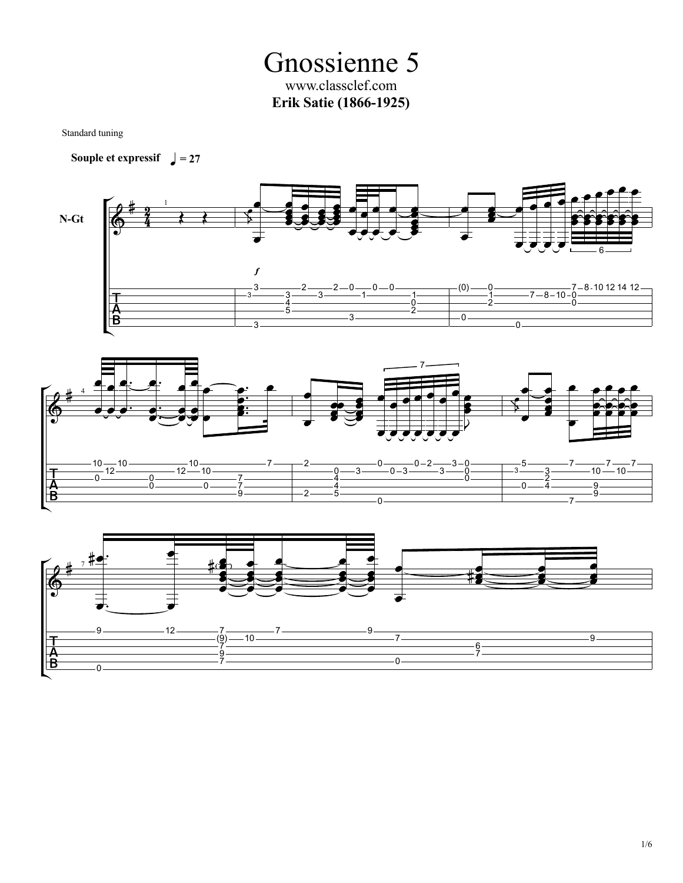# Gnossienne 5

www.classclef.com

**Erik Satie (1866-1925)**

Standard tuning

**Souple et expressif** ♩ = 27